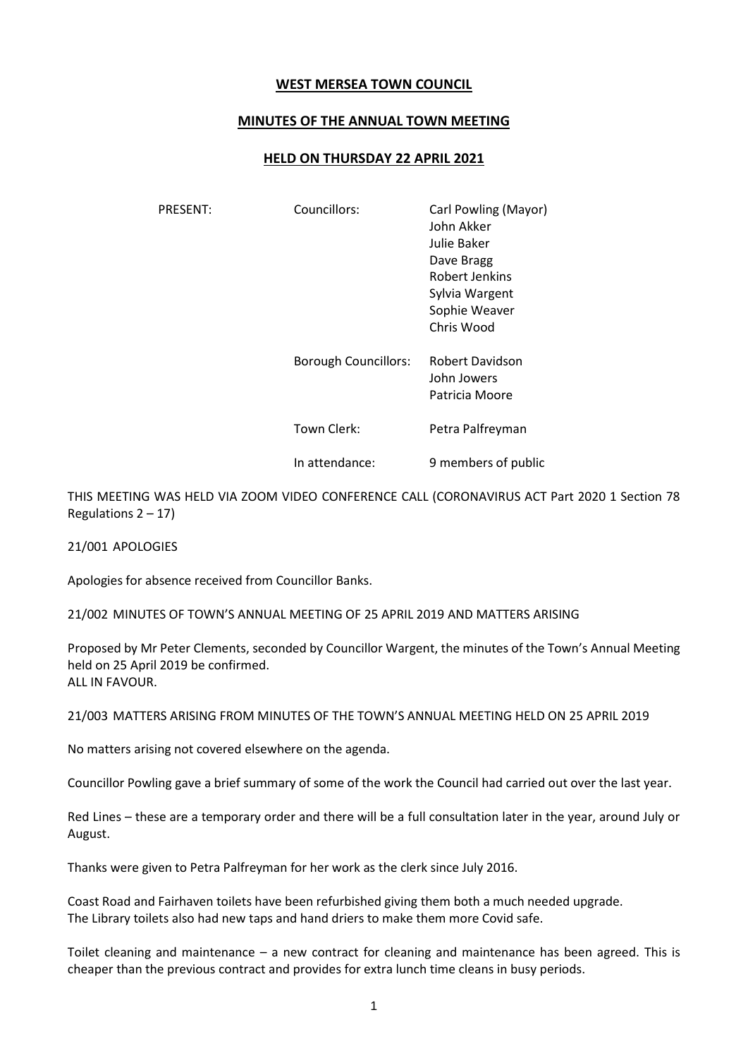# WEST MERSEA TOWN COUNCIL

## MINUTES OF THE ANNUAL TOWN MEETING

## HELD ON THURSDAY 22 APRIL 2021

| PRESENT: | Councillors: | Carl Powling (Mayor) |
|---|---|---|
| | | John Akker |
| | | Julie Baker |
| | | Dave Bragg |
| | | Robert Jenkins |
| | | Sylvia Wargent |
| | | Sophie Weaver |
| | | Chris Wood |
| | Borough Councillors: | Robert Davidson |
| | | John Jowers |
| | | Patricia Moore |
| | Town Clerk: | Petra Palfreyman |
| | In attendance: | 9 members of public |

THIS MEETING WAS HELD VIA ZOOM VIDEO CONFERENCE CALL (CORONAVIRUS ACT Part 2020 1 Section 78 Regulations 2 – 17)

21/001 APOLOGIES

Apologies for absence received from Councillor Banks.

21/002 MINUTES OF TOWN'S ANNUAL MEETING OF 25 APRIL 2019 AND MATTERS ARISING

Proposed by Mr Peter Clements, seconded by Councillor Wargent, the minutes of the Town's Annual Meeting held on 25 April 2019 be confirmed.
ALL IN FAVOUR.

21/003 MATTERS ARISING FROM MINUTES OF THE TOWN'S ANNUAL MEETING HELD ON 25 APRIL 2019

No matters arising not covered elsewhere on the agenda.

Councillor Powling gave a brief summary of some of the work the Council had carried out over the last year.

Red Lines – these are a temporary order and there will be a full consultation later in the year, around July or August.

Thanks were given to Petra Palfreyman for her work as the clerk since July 2016.

Coast Road and Fairhaven toilets have been refurbished giving them both a much needed upgrade.
The Library toilets also had new taps and hand driers to make them more Covid safe.

Toilet cleaning and maintenance – a new contract for cleaning and maintenance has been agreed. This is cheaper than the previous contract and provides for extra lunch time cleans in busy periods.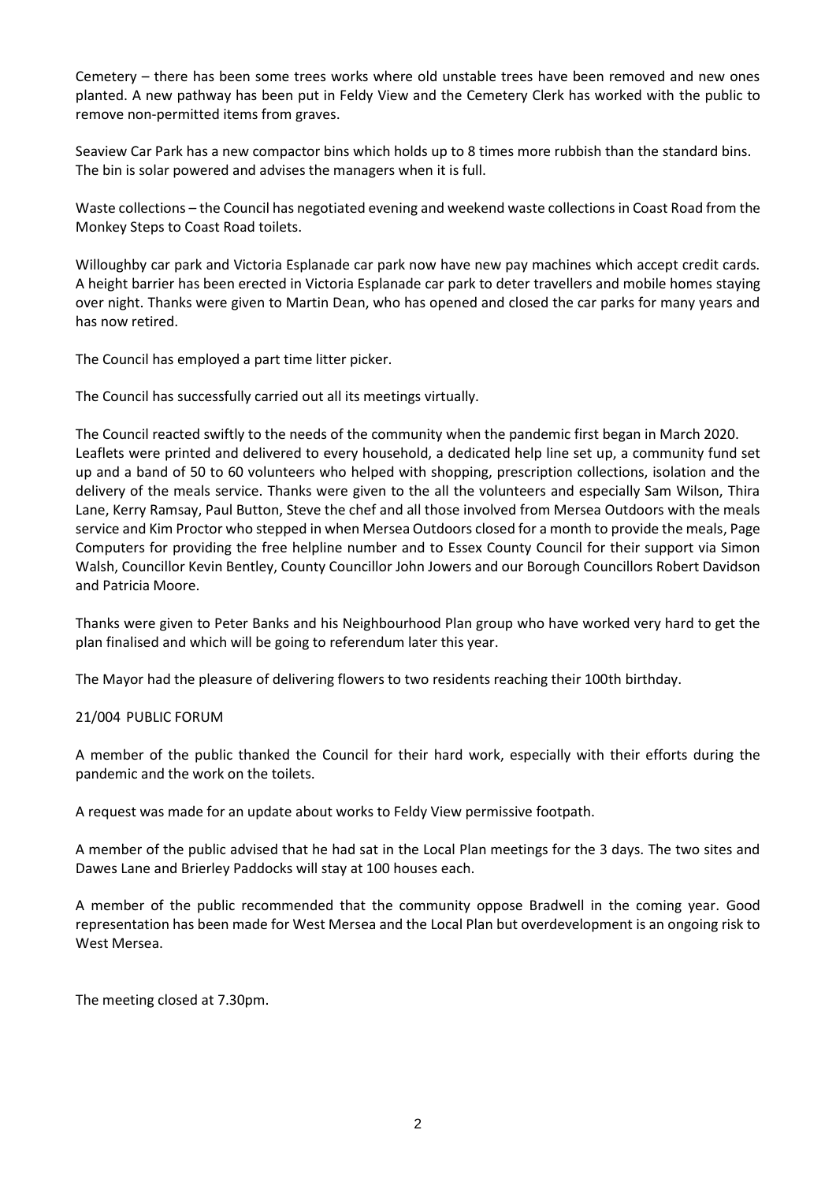Cemetery – there has been some trees works where old unstable trees have been removed and new ones planted. A new pathway has been put in Feldy View and the Cemetery Clerk has worked with the public to remove non-permitted items from graves.

Seaview Car Park has a new compactor bins which holds up to 8 times more rubbish than the standard bins. The bin is solar powered and advises the managers when it is full.

Waste collections – the Council has negotiated evening and weekend waste collections in Coast Road from the Monkey Steps to Coast Road toilets.

Willoughby car park and Victoria Esplanade car park now have new pay machines which accept credit cards. A height barrier has been erected in Victoria Esplanade car park to deter travellers and mobile homes staying over night. Thanks were given to Martin Dean, who has opened and closed the car parks for many years and has now retired.

The Council has employed a part time litter picker.

The Council has successfully carried out all its meetings virtually.

The Council reacted swiftly to the needs of the community when the pandemic first began in March 2020. Leaflets were printed and delivered to every household, a dedicated help line set up, a community fund set up and a band of 50 to 60 volunteers who helped with shopping, prescription collections, isolation and the delivery of the meals service. Thanks were given to the all the volunteers and especially Sam Wilson, Thira Lane, Kerry Ramsay, Paul Button, Steve the chef and all those involved from Mersea Outdoors with the meals service and Kim Proctor who stepped in when Mersea Outdoors closed for a month to provide the meals, Page Computers for providing the free helpline number and to Essex County Council for their support via Simon Walsh, Councillor Kevin Bentley, County Councillor John Jowers and our Borough Councillors Robert Davidson and Patricia Moore.

Thanks were given to Peter Banks and his Neighbourhood Plan group who have worked very hard to get the plan finalised and which will be going to referendum later this year.

The Mayor had the pleasure of delivering flowers to two residents reaching their 100th birthday.

21/004 PUBLIC FORUM

A member of the public thanked the Council for their hard work, especially with their efforts during the pandemic and the work on the toilets.

A request was made for an update about works to Feldy View permissive footpath.

A member of the public advised that he had sat in the Local Plan meetings for the 3 days. The two sites and Dawes Lane and Brierley Paddocks will stay at 100 houses each.

A member of the public recommended that the community oppose Bradwell in the coming year. Good representation has been made for West Mersea and the Local Plan but overdevelopment is an ongoing risk to West Mersea.

The meeting closed at 7.30pm.